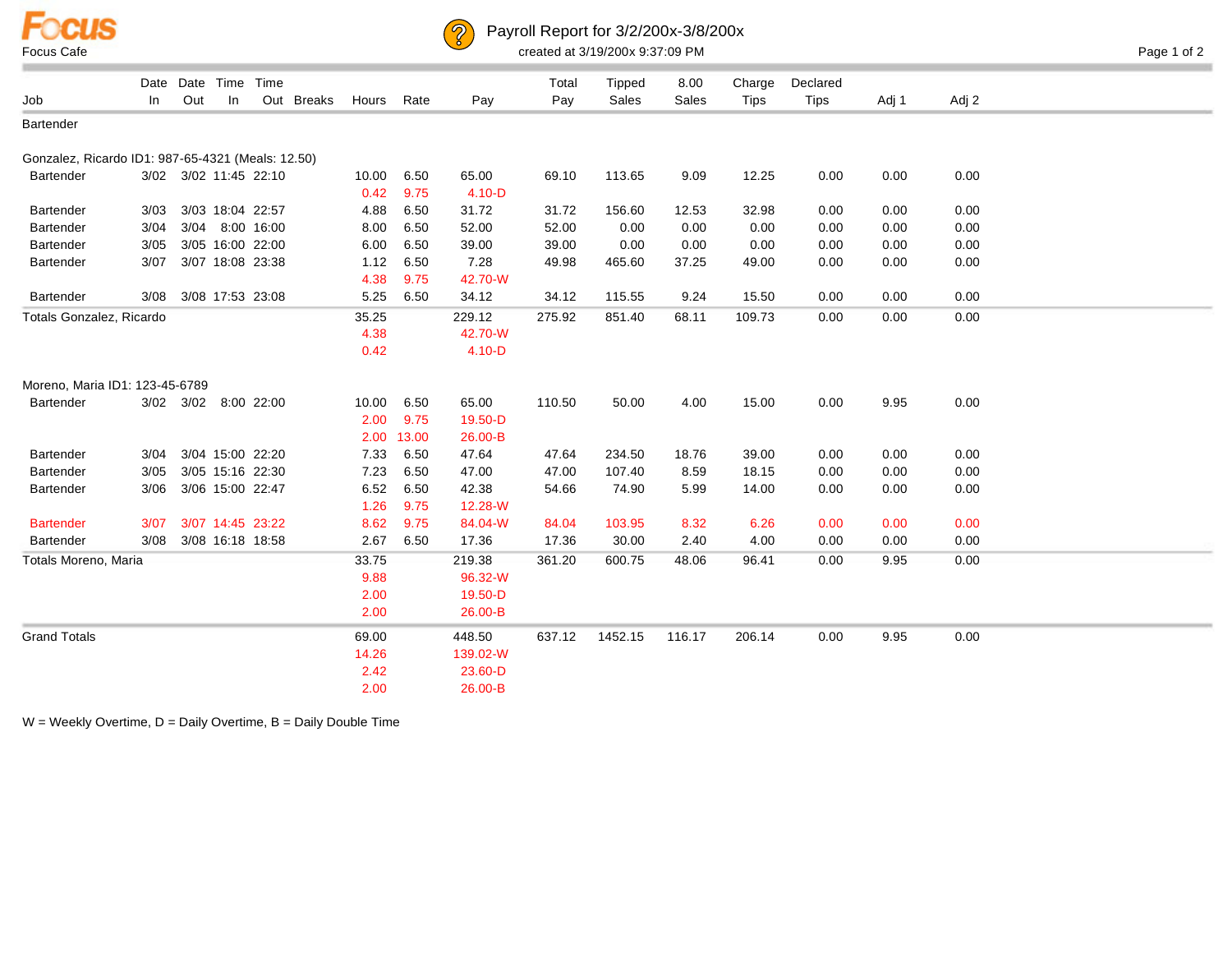# Payroll Report for 3/2/200x-3/8/200x

Focus Cafe

created at 3/19/200x 9:37:09 PM

| Job | Date In | Date Out | Time In | Time Out | Breaks | Hours | Rate | Pay | Total Pay | Tipped Sales | 8.00 Sales | Charge Tips | Declared Tips | Adj 1 | Adj 2 |
|---|---|---|---|---|---|---|---|---|---|---|---|---|---|---|---|
| **Bartender** | | | | | | | | | | | | | | | |
| **Gonzalez, Ricardo ID1: 987-65-4321 (Meals: 12.50)** | | | | | | | | | | | | | | | |
| Bartender | 3/02 | 3/02 | 11:45 | 22:10 | | 10.00 | 6.50 | 65.00 | 69.10 | 113.65 | 9.09 | 12.25 | 0.00 | 0.00 | 0.00 |
| | | | | | | 0.42 | 9.75 | 4.10-D | | | | | | | |
| Bartender | 3/03 | 3/03 | 18:04 | 22:57 | | 4.88 | 6.50 | 31.72 | 31.72 | 156.60 | 12.53 | 32.98 | 0.00 | 0.00 | 0.00 |
| Bartender | 3/04 | 3/04 | 8:00 | 16:00 | | 8.00 | 6.50 | 52.00 | 52.00 | 0.00 | 0.00 | 0.00 | 0.00 | 0.00 | 0.00 |
| Bartender | 3/05 | 3/05 | 16:00 | 22:00 | | 6.00 | 6.50 | 39.00 | 39.00 | 0.00 | 0.00 | 0.00 | 0.00 | 0.00 | 0.00 |
| Bartender | 3/07 | 3/07 | 18:08 | 23:38 | | 1.12 | 6.50 | 7.28 | 49.98 | 465.60 | 37.25 | 49.00 | 0.00 | 0.00 | 0.00 |
| | | | | | | 4.38 | 9.75 | 42.70-W | | | | | | | |
| Bartender | 3/08 | 3/08 | 17:53 | 23:08 | | 5.25 | 6.50 | 34.12 | 34.12 | 115.55 | 9.24 | 15.50 | 0.00 | 0.00 | 0.00 |
| Totals Gonzalez, Ricardo | | | | | | 35.25 | | 229.12 | 275.92 | 851.40 | 68.11 | 109.73 | 0.00 | 0.00 | 0.00 |
| | | | | | | 4.38 | | 42.70-W | | | | | | | |
| | | | | | | 0.42 | | 4.10-D | | | | | | | |
| **Moreno, Maria ID1: 123-45-6789** | | | | | | | | | | | | | | | |
| Bartender | 3/02 | 3/02 | 8:00 | 22:00 | | 10.00 | 6.50 | 65.00 | 110.50 | 50.00 | 4.00 | 15.00 | 0.00 | 9.95 | 0.00 |
| | | | | | | 2.00 | 9.75 | 19.50-D | | | | | | | |
| | | | | | | 2.00 | 13.00 | 26.00-B | | | | | | | |
| Bartender | 3/04 | 3/04 | 15:00 | 22:20 | | 7.33 | 6.50 | 47.64 | 47.64 | 234.50 | 18.76 | 39.00 | 0.00 | 0.00 | 0.00 |
| Bartender | 3/05 | 3/05 | 15:16 | 22:30 | | 7.23 | 6.50 | 47.00 | 47.00 | 107.40 | 8.59 | 18.15 | 0.00 | 0.00 | 0.00 |
| Bartender | 3/06 | 3/06 | 15:00 | 22:47 | | 6.52 | 6.50 | 42.38 | 54.66 | 74.90 | 5.99 | 14.00 | 0.00 | 0.00 | 0.00 |
| | | | | | | 1.26 | 9.75 | 12.28-W | | | | | | | |
| Bartender | 3/07 | 3/07 | 14:45 | 23:22 | | 8.62 | 9.75 | 84.04-W | 84.04 | 103.95 | 8.32 | 6.26 | 0.00 | 0.00 | 0.00 |
| Bartender | 3/08 | 3/08 | 16:18 | 18:58 | | 2.67 | 6.50 | 17.36 | 17.36 | 30.00 | 2.40 | 4.00 | 0.00 | 0.00 | 0.00 |
| Totals Moreno, Maria | | | | | | 33.75 | | 219.38 | 361.20 | 600.75 | 48.06 | 96.41 | 0.00 | 9.95 | 0.00 |
| | | | | | | 9.88 | | 96.32-W | | | | | | | |
| | | | | | | 2.00 | | 19.50-D | | | | | | | |
| | | | | | | 2.00 | | 26.00-B | | | | | | | |
| **Grand Totals** | | | | | | 69.00 | | 448.50 | 637.12 | 1452.15 | 116.17 | 206.14 | 0.00 | 9.95 | 0.00 |
| | | | | | | 14.26 | | 139.02-W | | | | | | | |
| | | | | | | 2.42 | | 23.60-D | | | | | | | |
| | | | | | | 2.00 | | 26.00-B | | | | | | | |

W = Weekly Overtime, D = Daily Overtime, B = Daily Double Time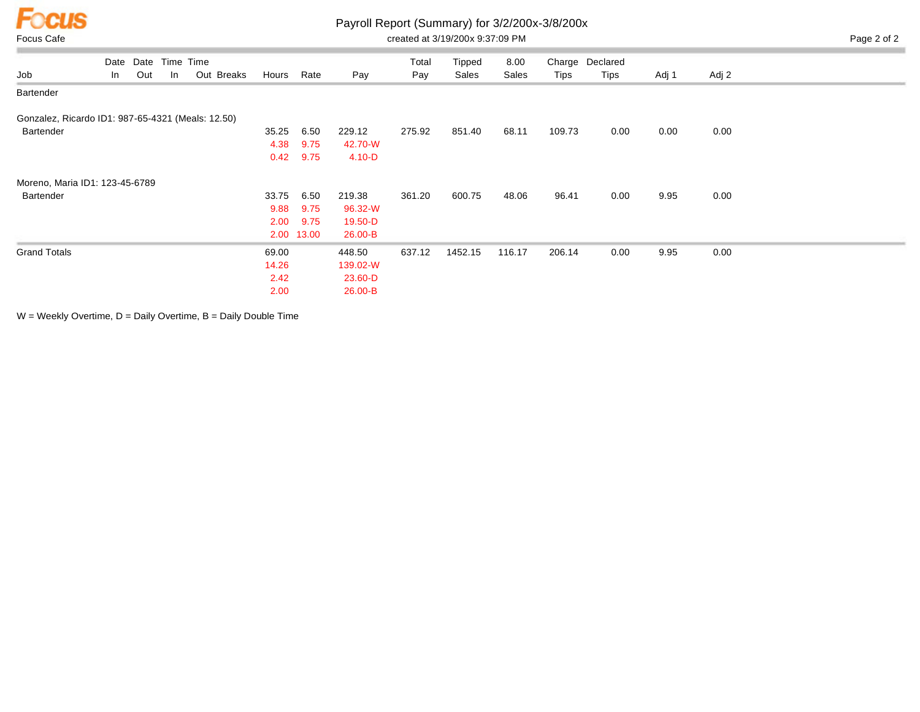Focus

Focus Cafe

# Payroll Report (Summary) for 3/2/200x-3/8/200x

created at 3/19/200x 9:37:09 PM

| Job | Date In | Date Out | Time In | Time Out | Breaks | Hours | Rate | Pay | Total Pay | Tipped Sales | 8.00 Sales | Charge Tips | Declared Tips | Adj 1 | Adj 2 |
|---|---|---|---|---|---|---|---|---|---|---|---|---|---|---|---|
| Bartender | | | | | | | | | | | | | | | |
| Gonzalez, Ricardo ID1: 987-65-4321 (Meals: 12.50) | | | | | | | | | | | | | | | |
| Bartender | | | | | | 35.25 | 6.50 | 229.12 | 275.92 | 851.40 | 68.11 | 109.73 | 0.00 | 0.00 | 0.00 |
| | | | | | | 4.38 | 9.75 | 42.70-W | | | | | | | |
| | | | | | | 0.42 | 9.75 | 4.10-D | | | | | | | |
| Moreno, Maria ID1: 123-45-6789 | | | | | | | | | | | | | | | |
| Bartender | | | | | | 33.75 | 6.50 | 219.38 | 361.20 | 600.75 | 48.06 | 96.41 | 0.00 | 9.95 | 0.00 |
| | | | | | | 9.88 | 9.75 | 96.32-W | | | | | | | |
| | | | | | | 2.00 | 9.75 | 19.50-D | | | | | | | |
| | | | | | | 2.00 | 13.00 | 26.00-B | | | | | | | |
| Grand Totals | | | | | | 69.00 | | 448.50 | 637.12 | 1452.15 | 116.17 | 206.14 | 0.00 | 9.95 | 0.00 |
| | | | | | | 14.26 | | 139.02-W | | | | | | | |
| | | | | | | 2.42 | | 23.60-D | | | | | | | |
| | | | | | | 2.00 | | 26.00-B | | | | | | | |

W = Weekly Overtime, D = Daily Overtime, B = Daily Double Time